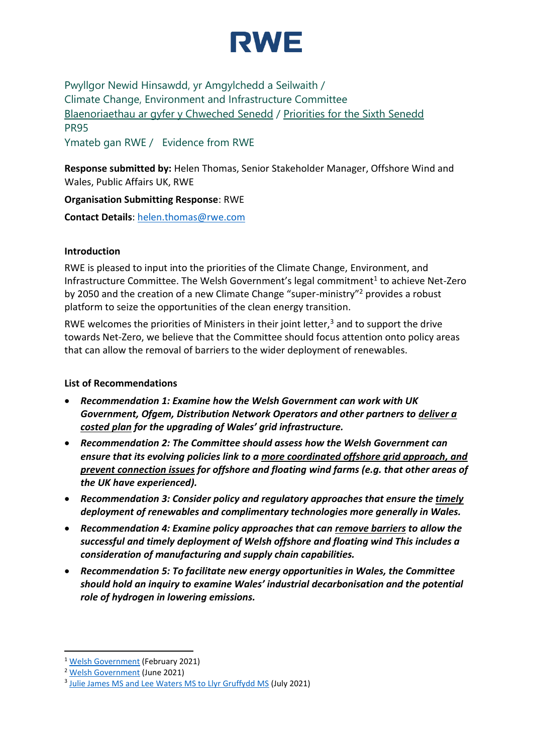# RWE

Pwyllgor Newid Hinsawdd, yr Amgylchedd a Seilwaith /
Climate Change, Environment and Infrastructure Committee
Blaenoriaethau ar gyfer y Chweched Senedd / Priorities for the Sixth Senedd
PR95
Ymateb gan RWE / Evidence from RWE

**Response submitted by:** Helen Thomas, Senior Stakeholder Manager, Offshore Wind and Wales, Public Affairs UK, RWE

**Organisation Submitting Response**: RWE

**Contact Details**: helen.thomas@rwe.com

**Introduction**

RWE is pleased to input into the priorities of the Climate Change, Environment, and Infrastructure Committee. The Welsh Government's legal commitment[1] to achieve Net-Zero by 2050 and the creation of a new Climate Change "super-ministry"[2] provides a robust platform to seize the opportunities of the clean energy transition.

RWE welcomes the priorities of Ministers in their joint letter,[3] and to support the drive towards Net-Zero, we believe that the Committee should focus attention onto policy areas that can allow the removal of barriers to the wider deployment of renewables.

**List of Recommendations**

- ***Recommendation 1: Examine how the Welsh Government can work with UK Government, Ofgem, Distribution Network Operators and other partners to deliver a costed plan for the upgrading of Wales' grid infrastructure.***
- ***Recommendation 2: The Committee should assess how the Welsh Government can ensure that its evolving policies link to a more coordinated offshore grid approach, and prevent connection issues for offshore and floating wind farms (e.g. that other areas of the UK have experienced).***
- ***Recommendation 3: Consider policy and regulatory approaches that ensure the timely deployment of renewables and complimentary technologies more generally in Wales.***
- ***Recommendation 4: Examine policy approaches that can remove barriers to allow the successful and timely deployment of Welsh offshore and floating wind This includes a consideration of manufacturing and supply chain capabilities.***
- ***Recommendation 5: To facilitate new energy opportunities in Wales, the Committee should hold an inquiry to examine Wales' industrial decarbonisation and the potential role of hydrogen in lowering emissions.***

---

[1] Welsh Government (February 2021)
[2] Welsh Government (June 2021)
[3] Julie James MS and Lee Waters MS to Llyr Gruffydd MS (July 2021)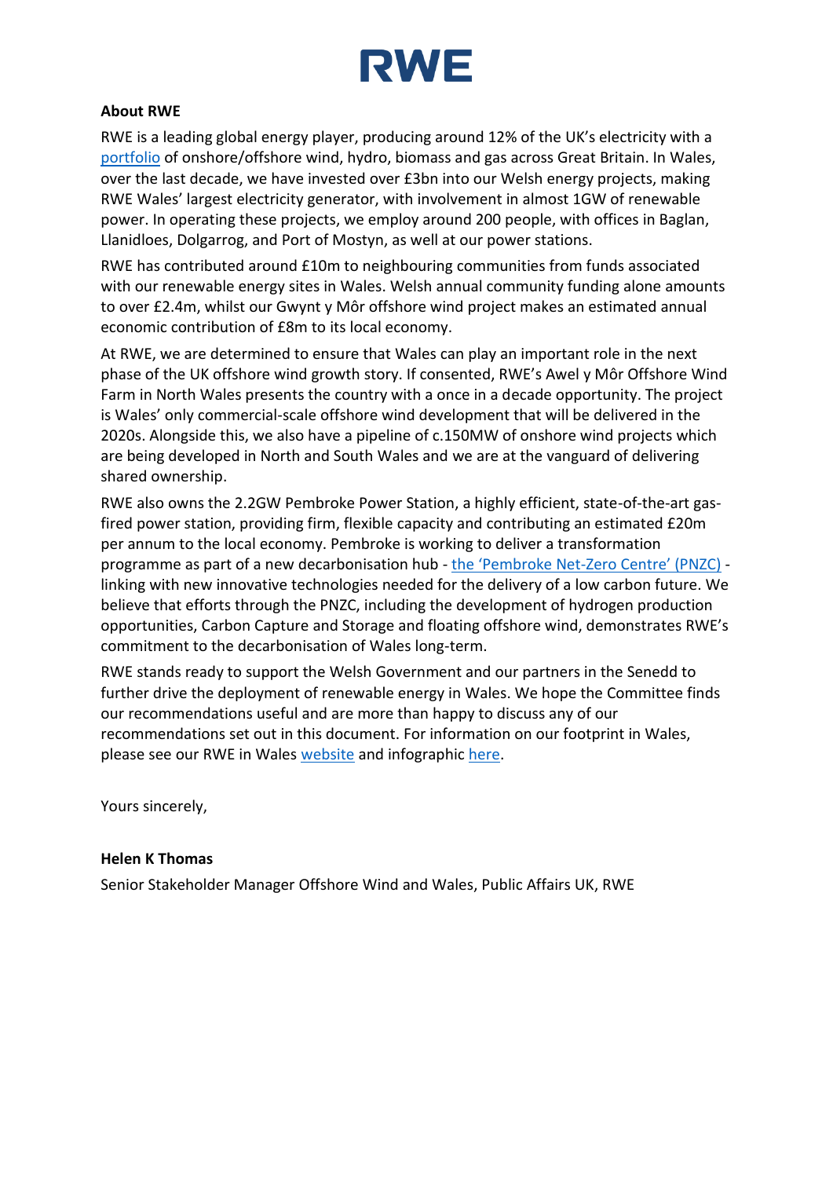**About RWE**

RWE is a leading global energy player, producing around 12% of the UK's electricity with a portfolio of onshore/offshore wind, hydro, biomass and gas across Great Britain. In Wales, over the last decade, we have invested over £3bn into our Welsh energy projects, making RWE Wales' largest electricity generator, with involvement in almost 1GW of renewable power. In operating these projects, we employ around 200 people, with offices in Baglan, Llanidloes, Dolgarrog, and Port of Mostyn, as well at our power stations.

RWE has contributed around £10m to neighbouring communities from funds associated with our renewable energy sites in Wales. Welsh annual community funding alone amounts to over £2.4m, whilst our Gwynt y Môr offshore wind project makes an estimated annual economic contribution of £8m to its local economy.

At RWE, we are determined to ensure that Wales can play an important role in the next phase of the UK offshore wind growth story. If consented, RWE's Awel y Môr Offshore Wind Farm in North Wales presents the country with a once in a decade opportunity. The project is Wales' only commercial-scale offshore wind development that will be delivered in the 2020s. Alongside this, we also have a pipeline of c.150MW of onshore wind projects which are being developed in North and South Wales and we are at the vanguard of delivering shared ownership.

RWE also owns the 2.2GW Pembroke Power Station, a highly efficient, state-of-the-art gas-fired power station, providing firm, flexible capacity and contributing an estimated £20m per annum to the local economy. Pembroke is working to deliver a transformation programme as part of a new decarbonisation hub - the 'Pembroke Net-Zero Centre' (PNZC) - linking with new innovative technologies needed for the delivery of a low carbon future. We believe that efforts through the PNZC, including the development of hydrogen production opportunities, Carbon Capture and Storage and floating offshore wind, demonstrates RWE's commitment to the decarbonisation of Wales long-term.

RWE stands ready to support the Welsh Government and our partners in the Senedd to further drive the deployment of renewable energy in Wales. We hope the Committee finds our recommendations useful and are more than happy to discuss any of our recommendations set out in this document. For information on our footprint in Wales, please see our RWE in Wales website and infographic here.

Yours sincerely,

**Helen K Thomas**

Senior Stakeholder Manager Offshore Wind and Wales, Public Affairs UK, RWE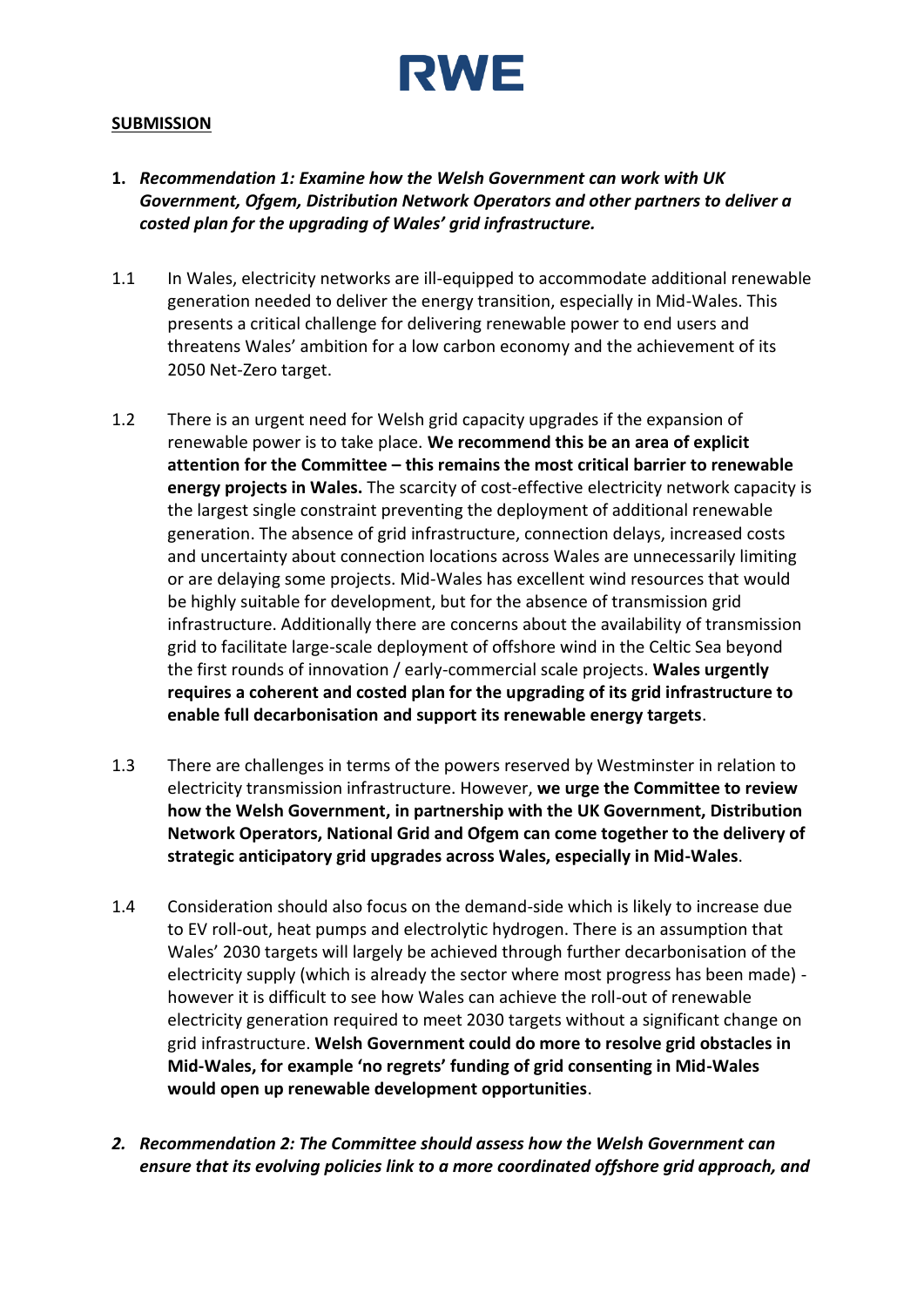**SUBMISSION**

1. ***Recommendation 1: Examine how the Welsh Government can work with UK Government, Ofgem, Distribution Network Operators and other partners to deliver a costed plan for the upgrading of Wales' grid infrastructure.***

1.1 In Wales, electricity networks are ill-equipped to accommodate additional renewable generation needed to deliver the energy transition, especially in Mid-Wales. This presents a critical challenge for delivering renewable power to end users and threatens Wales' ambition for a low carbon economy and the achievement of its 2050 Net-Zero target.

1.2 There is an urgent need for Welsh grid capacity upgrades if the expansion of renewable power is to take place. **We recommend this be an area of explicit attention for the Committee – this remains the most critical barrier to renewable energy projects in Wales.** The scarcity of cost-effective electricity network capacity is the largest single constraint preventing the deployment of additional renewable generation. The absence of grid infrastructure, connection delays, increased costs and uncertainty about connection locations across Wales are unnecessarily limiting or are delaying some projects. Mid-Wales has excellent wind resources that would be highly suitable for development, but for the absence of transmission grid infrastructure. Additionally there are concerns about the availability of transmission grid to facilitate large-scale deployment of offshore wind in the Celtic Sea beyond the first rounds of innovation / early-commercial scale projects. **Wales urgently requires a coherent and costed plan for the upgrading of its grid infrastructure to enable full decarbonisation and support its renewable energy targets**.

1.3 There are challenges in terms of the powers reserved by Westminster in relation to electricity transmission infrastructure. However, **we urge the Committee to review how the Welsh Government, in partnership with the UK Government, Distribution Network Operators, National Grid and Ofgem can come together to the delivery of strategic anticipatory grid upgrades across Wales, especially in Mid-Wales**.

1.4 Consideration should also focus on the demand-side which is likely to increase due to EV roll-out, heat pumps and electrolytic hydrogen. There is an assumption that Wales' 2030 targets will largely be achieved through further decarbonisation of the electricity supply (which is already the sector where most progress has been made) - however it is difficult to see how Wales can achieve the roll-out of renewable electricity generation required to meet 2030 targets without a significant change on grid infrastructure. **Welsh Government could do more to resolve grid obstacles in Mid-Wales, for example 'no regrets' funding of grid consenting in Mid-Wales would open up renewable development opportunities**.

2. ***Recommendation 2: The Committee should assess how the Welsh Government can ensure that its evolving policies link to a more coordinated offshore grid approach, and***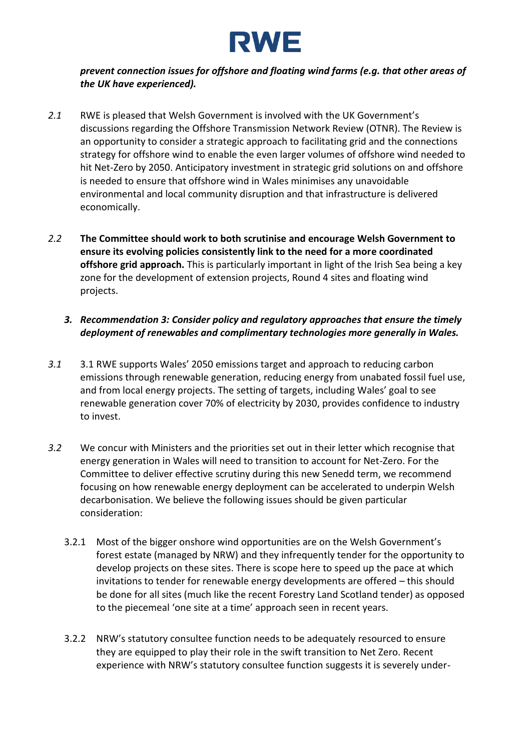***prevent connection issues for offshore and floating wind farms (e.g. that other areas of the UK have experienced).***

*2.1* RWE is pleased that Welsh Government is involved with the UK Government's discussions regarding the Offshore Transmission Network Review (OTNR). The Review is an opportunity to consider a strategic approach to facilitating grid and the connections strategy for offshore wind to enable the even larger volumes of offshore wind needed to hit Net-Zero by 2050. Anticipatory investment in strategic grid solutions on and offshore is needed to ensure that offshore wind in Wales minimises any unavoidable environmental and local community disruption and that infrastructure is delivered economically.

*2.2* **The Committee should work to both scrutinise and encourage Welsh Government to ensure its evolving policies consistently link to the need for a more coordinated offshore grid approach.** This is particularly important in light of the Irish Sea being a key zone for the development of extension projects, Round 4 sites and floating wind projects.

***3. Recommendation 3: Consider policy and regulatory approaches that ensure the timely deployment of renewables and complimentary technologies more generally in Wales.***

*3.1* 3.1 RWE supports Wales' 2050 emissions target and approach to reducing carbon emissions through renewable generation, reducing energy from unabated fossil fuel use, and from local energy projects. The setting of targets, including Wales' goal to see renewable generation cover 70% of electricity by 2030, provides confidence to industry to invest.

*3.2* We concur with Ministers and the priorities set out in their letter which recognise that energy generation in Wales will need to transition to account for Net-Zero. For the Committee to deliver effective scrutiny during this new Senedd term, we recommend focusing on how renewable energy deployment can be accelerated to underpin Welsh decarbonisation. We believe the following issues should be given particular consideration:

3.2.1 Most of the bigger onshore wind opportunities are on the Welsh Government's forest estate (managed by NRW) and they infrequently tender for the opportunity to develop projects on these sites. There is scope here to speed up the pace at which invitations to tender for renewable energy developments are offered – this should be done for all sites (much like the recent Forestry Land Scotland tender) as opposed to the piecemeal 'one site at a time' approach seen in recent years.

3.2.2 NRW's statutory consultee function needs to be adequately resourced to ensure they are equipped to play their role in the swift transition to Net Zero. Recent experience with NRW's statutory consultee function suggests it is severely under-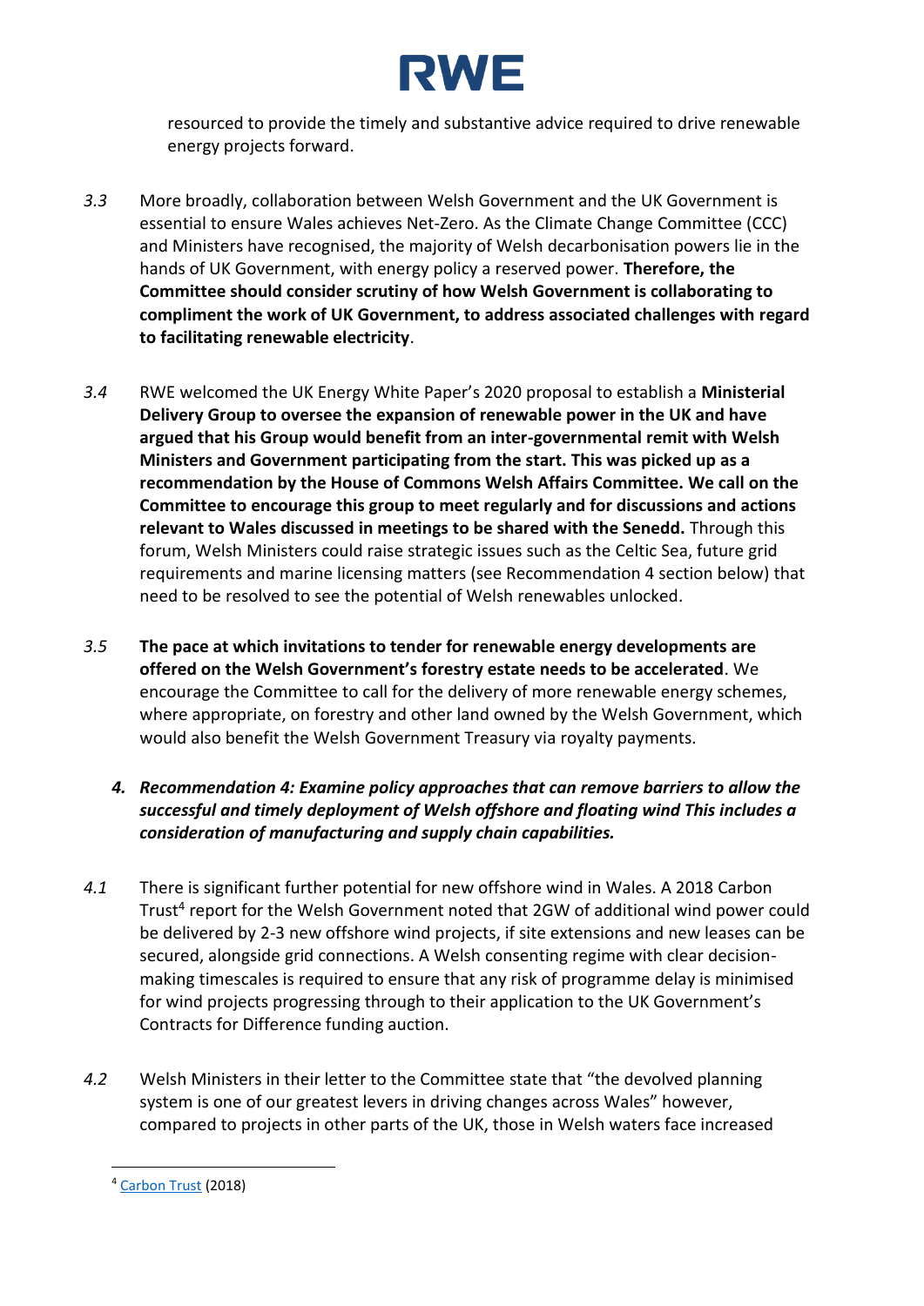resourced to provide the timely and substantive advice required to drive renewable energy projects forward.

*3.3* More broadly, collaboration between Welsh Government and the UK Government is essential to ensure Wales achieves Net-Zero. As the Climate Change Committee (CCC) and Ministers have recognised, the majority of Welsh decarbonisation powers lie in the hands of UK Government, with energy policy a reserved power. **Therefore, the Committee should consider scrutiny of how Welsh Government is collaborating to compliment the work of UK Government, to address associated challenges with regard to facilitating renewable electricity**.

*3.4* RWE welcomed the UK Energy White Paper's 2020 proposal to establish a **Ministerial Delivery Group to oversee the expansion of renewable power in the UK and have argued that his Group would benefit from an inter-governmental remit with Welsh Ministers and Government participating from the start. This was picked up as a recommendation by the House of Commons Welsh Affairs Committee. We call on the Committee to encourage this group to meet regularly and for discussions and actions relevant to Wales discussed in meetings to be shared with the Senedd.** Through this forum, Welsh Ministers could raise strategic issues such as the Celtic Sea, future grid requirements and marine licensing matters (see Recommendation 4 section below) that need to be resolved to see the potential of Welsh renewables unlocked.

*3.5* **The pace at which invitations to tender for renewable energy developments are offered on the Welsh Government's forestry estate needs to be accelerated**. We encourage the Committee to call for the delivery of more renewable energy schemes, where appropriate, on forestry and other land owned by the Welsh Government, which would also benefit the Welsh Government Treasury via royalty payments.

4. ***Recommendation 4: Examine policy approaches that can remove barriers to allow the successful and timely deployment of Welsh offshore and floating wind This includes a consideration of manufacturing and supply chain capabilities.***

*4.1* There is significant further potential for new offshore wind in Wales. A 2018 Carbon Trust[4] report for the Welsh Government noted that 2GW of additional wind power could be delivered by 2-3 new offshore wind projects, if site extensions and new leases can be secured, alongside grid connections. A Welsh consenting regime with clear decision-making timescales is required to ensure that any risk of programme delay is minimised for wind projects progressing through to their application to the UK Government's Contracts for Difference funding auction.

*4.2* Welsh Ministers in their letter to the Committee state that "the devolved planning system is one of our greatest levers in driving changes across Wales" however, compared to projects in other parts of the UK, those in Welsh waters face increased

---

[4] Carbon Trust (2018)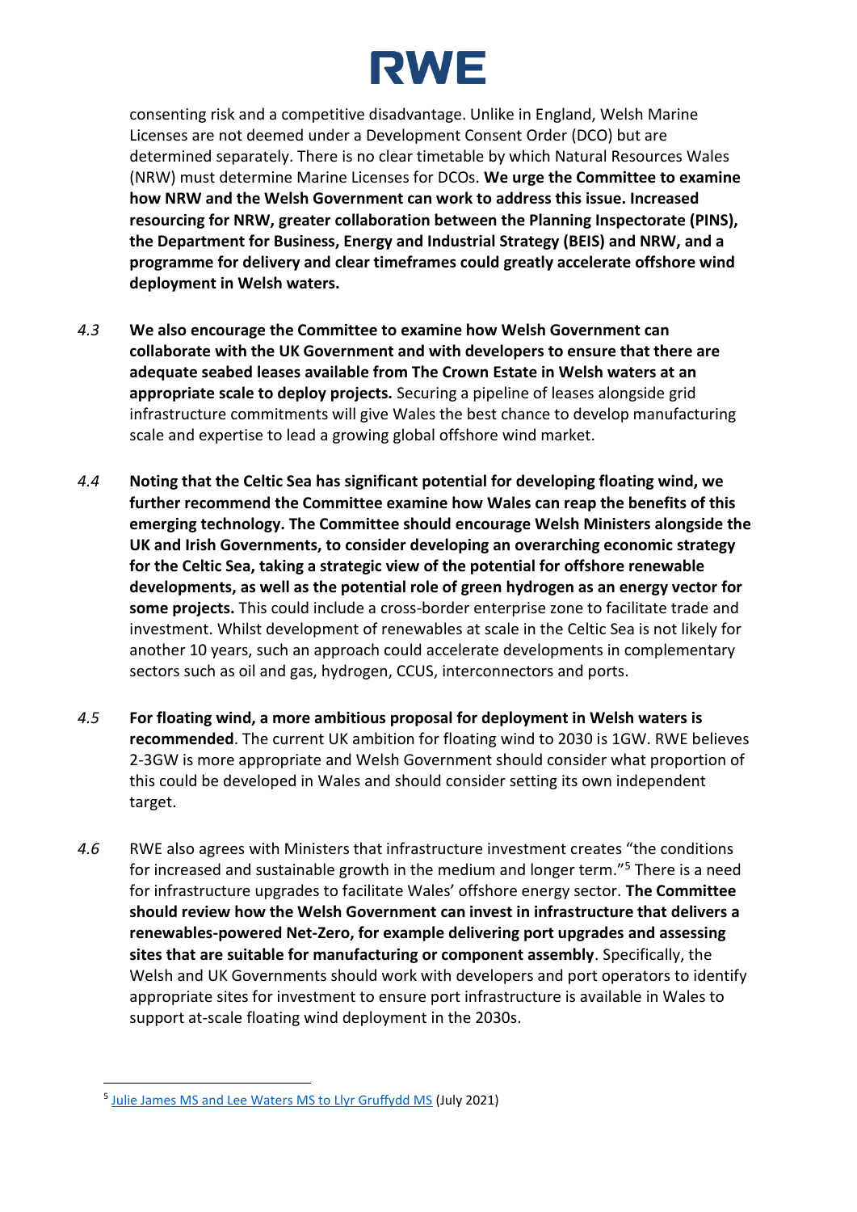consenting risk and a competitive disadvantage. Unlike in England, Welsh Marine Licenses are not deemed under a Development Consent Order (DCO) but are determined separately. There is no clear timetable by which Natural Resources Wales (NRW) must determine Marine Licenses for DCOs. **We urge the Committee to examine how NRW and the Welsh Government can work to address this issue. Increased resourcing for NRW, greater collaboration between the Planning Inspectorate (PINS), the Department for Business, Energy and Industrial Strategy (BEIS) and NRW, and a programme for delivery and clear timeframes could greatly accelerate offshore wind deployment in Welsh waters.**

*4.3* **We also encourage the Committee to examine how Welsh Government can collaborate with the UK Government and with developers to ensure that there are adequate seabed leases available from The Crown Estate in Welsh waters at an appropriate scale to deploy projects.** Securing a pipeline of leases alongside grid infrastructure commitments will give Wales the best chance to develop manufacturing scale and expertise to lead a growing global offshore wind market.

*4.4* **Noting that the Celtic Sea has significant potential for developing floating wind, we further recommend the Committee examine how Wales can reap the benefits of this emerging technology. The Committee should encourage Welsh Ministers alongside the UK and Irish Governments, to consider developing an overarching economic strategy for the Celtic Sea, taking a strategic view of the potential for offshore renewable developments, as well as the potential role of green hydrogen as an energy vector for some projects.** This could include a cross-border enterprise zone to facilitate trade and investment. Whilst development of renewables at scale in the Celtic Sea is not likely for another 10 years, such an approach could accelerate developments in complementary sectors such as oil and gas, hydrogen, CCUS, interconnectors and ports.

*4.5* **For floating wind, a more ambitious proposal for deployment in Welsh waters is recommended**. The current UK ambition for floating wind to 2030 is 1GW. RWE believes 2-3GW is more appropriate and Welsh Government should consider what proportion of this could be developed in Wales and should consider setting its own independent target.

*4.6* RWE also agrees with Ministers that infrastructure investment creates "the conditions for increased and sustainable growth in the medium and longer term."[5] There is a need for infrastructure upgrades to facilitate Wales' offshore energy sector. **The Committee should review how the Welsh Government can invest in infrastructure that delivers a renewables-powered Net-Zero, for example delivering port upgrades and assessing sites that are suitable for manufacturing or component assembly**. Specifically, the Welsh and UK Governments should work with developers and port operators to identify appropriate sites for investment to ensure port infrastructure is available in Wales to support at-scale floating wind deployment in the 2030s.

---

[5] Julie James MS and Lee Waters MS to Llyr Gruffydd MS (July 2021)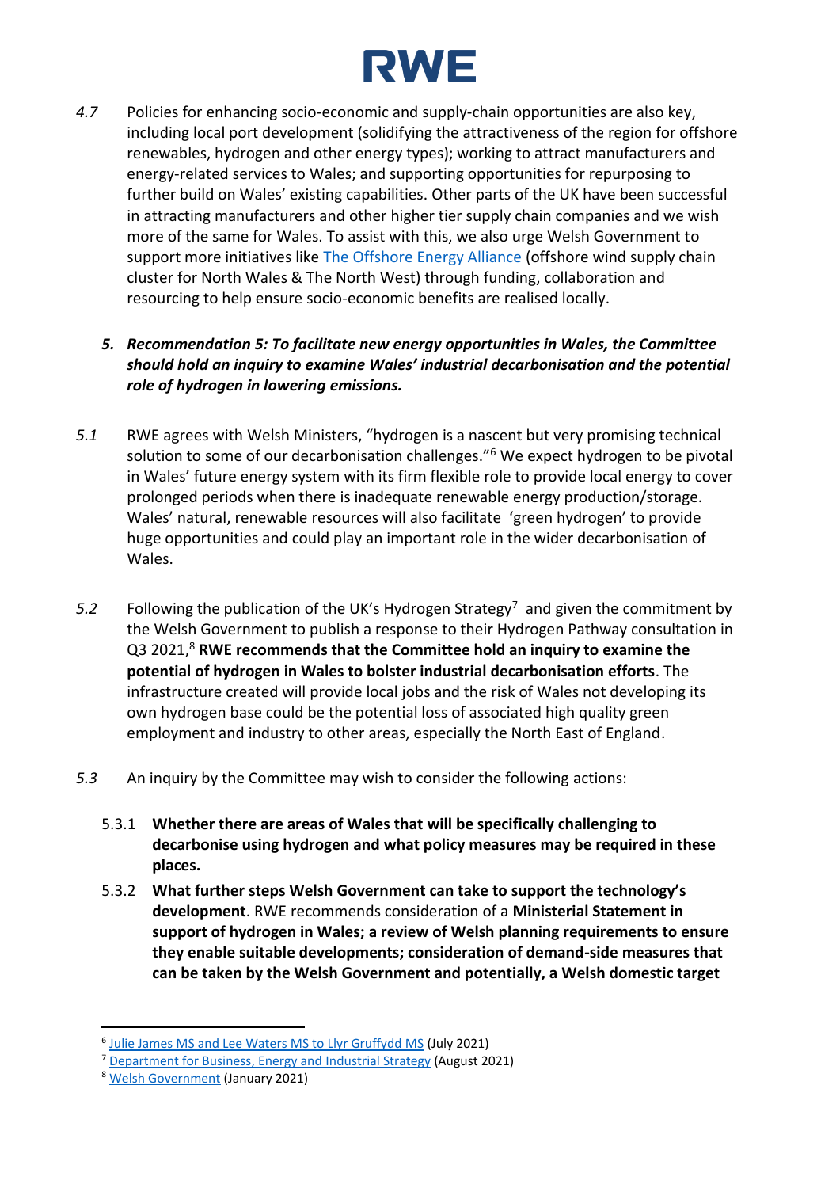*4.7* Policies for enhancing socio-economic and supply-chain opportunities are also key, including local port development (solidifying the attractiveness of the region for offshore renewables, hydrogen and other energy types); working to attract manufacturers and energy-related services to Wales; and supporting opportunities for repurposing to further build on Wales' existing capabilities. Other parts of the UK have been successful in attracting manufacturers and other higher tier supply chain companies and we wish more of the same for Wales. To assist with this, we also urge Welsh Government to support more initiatives like The Offshore Energy Alliance (offshore wind supply chain cluster for North Wales & The North West) through funding, collaboration and resourcing to help ensure socio-economic benefits are realised locally.

***5. Recommendation 5: To facilitate new energy opportunities in Wales, the Committee should hold an inquiry to examine Wales' industrial decarbonisation and the potential role of hydrogen in lowering emissions.***

*5.1* RWE agrees with Welsh Ministers, "hydrogen is a nascent but very promising technical solution to some of our decarbonisation challenges."[6] We expect hydrogen to be pivotal in Wales' future energy system with its firm flexible role to provide local energy to cover prolonged periods when there is inadequate renewable energy production/storage. Wales' natural, renewable resources will also facilitate 'green hydrogen' to provide huge opportunities and could play an important role in the wider decarbonisation of Wales.

*5.2* Following the publication of the UK's Hydrogen Strategy[7] and given the commitment by the Welsh Government to publish a response to their Hydrogen Pathway consultation in Q3 2021,[8] **RWE recommends that the Committee hold an inquiry to examine the potential of hydrogen in Wales to bolster industrial decarbonisation efforts**. The infrastructure created will provide local jobs and the risk of Wales not developing its own hydrogen base could be the potential loss of associated high quality green employment and industry to other areas, especially the North East of England.

*5.3* An inquiry by the Committee may wish to consider the following actions:

5.3.1 **Whether there are areas of Wales that will be specifically challenging to decarbonise using hydrogen and what policy measures may be required in these places.**

5.3.2 **What further steps Welsh Government can take to support the technology's development**. RWE recommends consideration of a **Ministerial Statement in support of hydrogen in Wales; a review of Welsh planning requirements to ensure they enable suitable developments; consideration of demand-side measures that can be taken by the Welsh Government and potentially, a Welsh domestic target**

---

[6] Julie James MS and Lee Waters MS to Llyr Gruffydd MS (July 2021)

[7] Department for Business, Energy and Industrial Strategy (August 2021)

[8] Welsh Government (January 2021)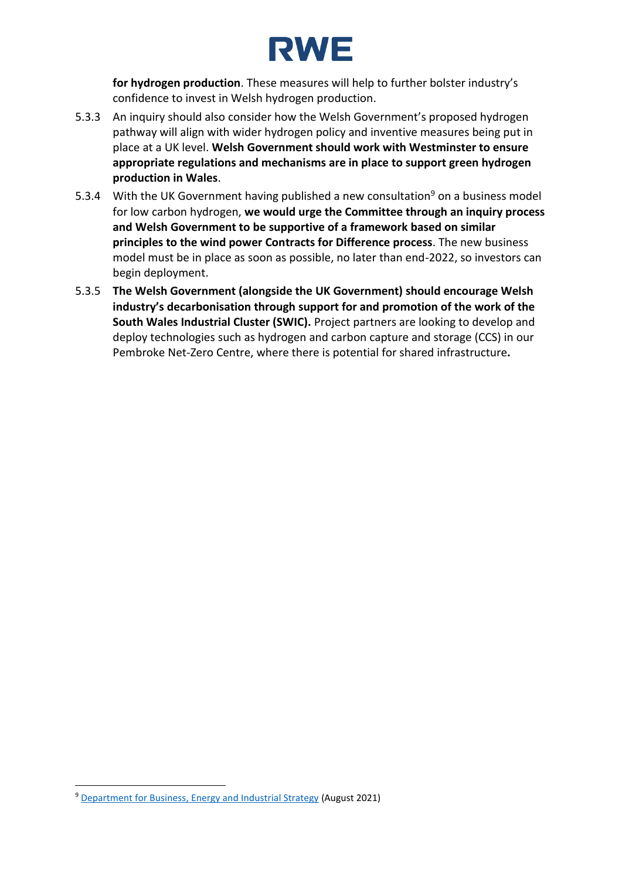**for hydrogen production**. These measures will help to further bolster industry's confidence to invest in Welsh hydrogen production.

5.3.3 An inquiry should also consider how the Welsh Government's proposed hydrogen pathway will align with wider hydrogen policy and inventive measures being put in place at a UK level. **Welsh Government should work with Westminster to ensure appropriate regulations and mechanisms are in place to support green hydrogen production in Wales**.

5.3.4 With the UK Government having published a new consultation[9] on a business model for low carbon hydrogen, **we would urge the Committee through an inquiry process and Welsh Government to be supportive of a framework based on similar principles to the wind power Contracts for Difference process**. The new business model must be in place as soon as possible, no later than end-2022, so investors can begin deployment.

5.3.5 **The Welsh Government (alongside the UK Government) should encourage Welsh industry's decarbonisation through support for and promotion of the work of the South Wales Industrial Cluster (SWIC).** Project partners are looking to develop and deploy technologies such as hydrogen and carbon capture and storage (CCS) in our Pembroke Net-Zero Centre, where there is potential for shared infrastructure***.***

---

[9] Department for Business, Energy and Industrial Strategy (August 2021)